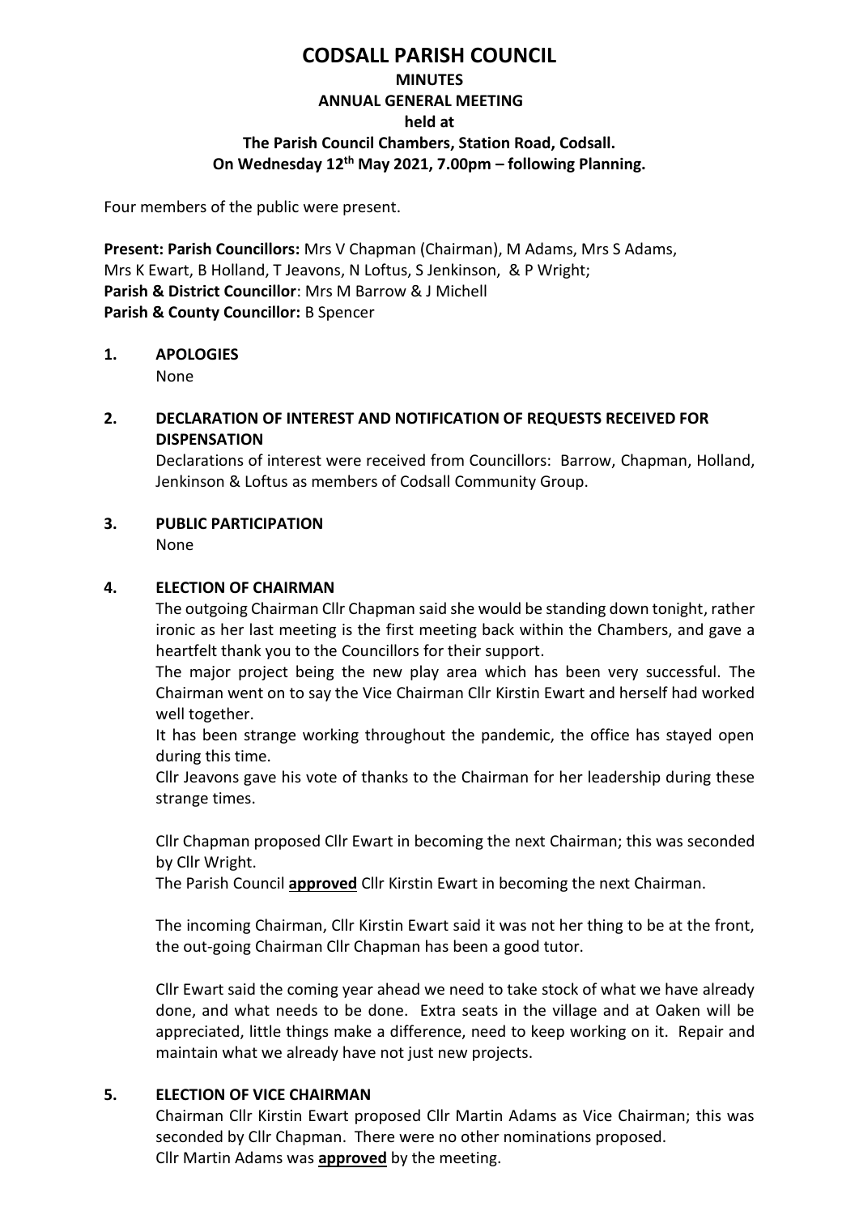# CODSALL PARISH COUNCIL

## MINUTES

## ANNUAL GENERAL MEETING

### held at

### The Parish Council Chambers, Station Road, Codsall.

### On Wednesday 12th May 2021, 7.00pm – following Planning.

Four members of the public were present.

**Present: Parish Councillors:** Mrs V Chapman (Chairman), M Adams, Mrs S Adams, Mrs K Ewart, B Holland, T Jeavons, N Loftus, S Jenkinson, & P Wright;
**Parish & District Councillor**: Mrs M Barrow & J Michell
**Parish & County Councillor:** B Spencer

**1. APOLOGIES**

None

**2. DECLARATION OF INTEREST AND NOTIFICATION OF REQUESTS RECEIVED FOR DISPENSATION**

Declarations of interest were received from Councillors: Barrow, Chapman, Holland, Jenkinson & Loftus as members of Codsall Community Group.

**3. PUBLIC PARTICIPATION**

None

**4. ELECTION OF CHAIRMAN**

The outgoing Chairman Cllr Chapman said she would be standing down tonight, rather ironic as her last meeting is the first meeting back within the Chambers, and gave a heartfelt thank you to the Councillors for their support.

The major project being the new play area which has been very successful. The Chairman went on to say the Vice Chairman Cllr Kirstin Ewart and herself had worked well together.

It has been strange working throughout the pandemic, the office has stayed open during this time.

Cllr Jeavons gave his vote of thanks to the Chairman for her leadership during these strange times.

Cllr Chapman proposed Cllr Ewart in becoming the next Chairman; this was seconded by Cllr Wright.

The Parish Council **approved** Cllr Kirstin Ewart in becoming the next Chairman.

The incoming Chairman, Cllr Kirstin Ewart said it was not her thing to be at the front, the out-going Chairman Cllr Chapman has been a good tutor.

Cllr Ewart said the coming year ahead we need to take stock of what we have already done, and what needs to be done. Extra seats in the village and at Oaken will be appreciated, little things make a difference, need to keep working on it. Repair and maintain what we already have not just new projects.

**5. ELECTION OF VICE CHAIRMAN**

Chairman Cllr Kirstin Ewart proposed Cllr Martin Adams as Vice Chairman; this was seconded by Cllr Chapman. There were no other nominations proposed.
Cllr Martin Adams was **approved** by the meeting.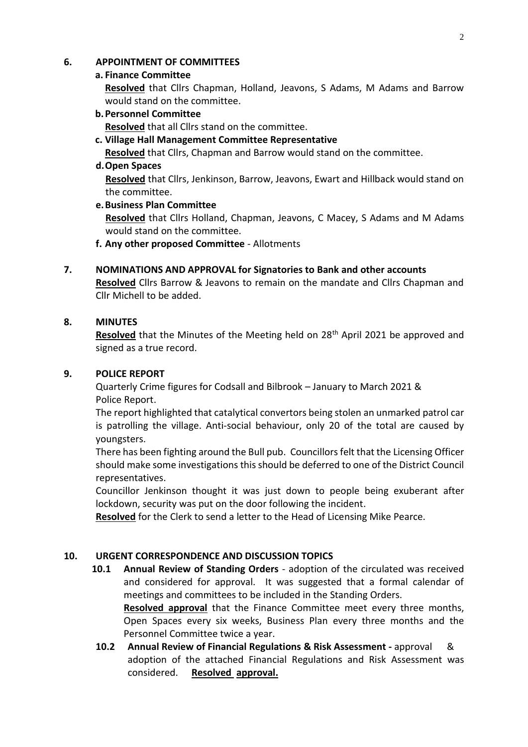## 6. APPOINTMENT OF COMMITTEES

**a. Finance Committee**

**Resolved** that Cllrs Chapman, Holland, Jeavons, S Adams, M Adams and Barrow would stand on the committee.

**b. Personnel Committee**

**Resolved** that all Cllrs stand on the committee.

**c. Village Hall Management Committee Representative**

**Resolved** that Cllrs, Chapman and Barrow would stand on the committee.

**d. Open Spaces**

**Resolved** that Cllrs, Jenkinson, Barrow, Jeavons, Ewart and Hillback would stand on the committee.

**e. Business Plan Committee**

**Resolved** that Cllrs Holland, Chapman, Jeavons, C Macey, S Adams and M Adams would stand on the committee.

**f. Any other proposed Committee** - Allotments

## 7. NOMINATIONS AND APPROVAL for Signatories to Bank and other accounts

**Resolved** Cllrs Barrow & Jeavons to remain on the mandate and Cllrs Chapman and Cllr Michell to be added.

## 8. MINUTES

**Resolved** that the Minutes of the Meeting held on 28th April 2021 be approved and signed as a true record.

## 9. POLICE REPORT

Quarterly Crime figures for Codsall and Bilbrook – January to March 2021 & Police Report.

The report highlighted that catalytical convertors being stolen an unmarked patrol car is patrolling the village. Anti-social behaviour, only 20 of the total are caused by youngsters.

There has been fighting around the Bull pub. Councillors felt that the Licensing Officer should make some investigations this should be deferred to one of the District Council representatives.

Councillor Jenkinson thought it was just down to people being exuberant after lockdown, security was put on the door following the incident.

**Resolved** for the Clerk to send a letter to the Head of Licensing Mike Pearce.

## 10. URGENT CORRESPONDENCE AND DISCUSSION TOPICS

**10.1 Annual Review of Standing Orders** - adoption of the circulated was received and considered for approval. It was suggested that a formal calendar of meetings and committees to be included in the Standing Orders.

**Resolved approval** that the Finance Committee meet every three months, Open Spaces every six weeks, Business Plan every three months and the Personnel Committee twice a year.

**10.2 Annual Review of Financial Regulations & Risk Assessment -** approval & adoption of the attached Financial Regulations and Risk Assessment was considered. **Resolved approval.**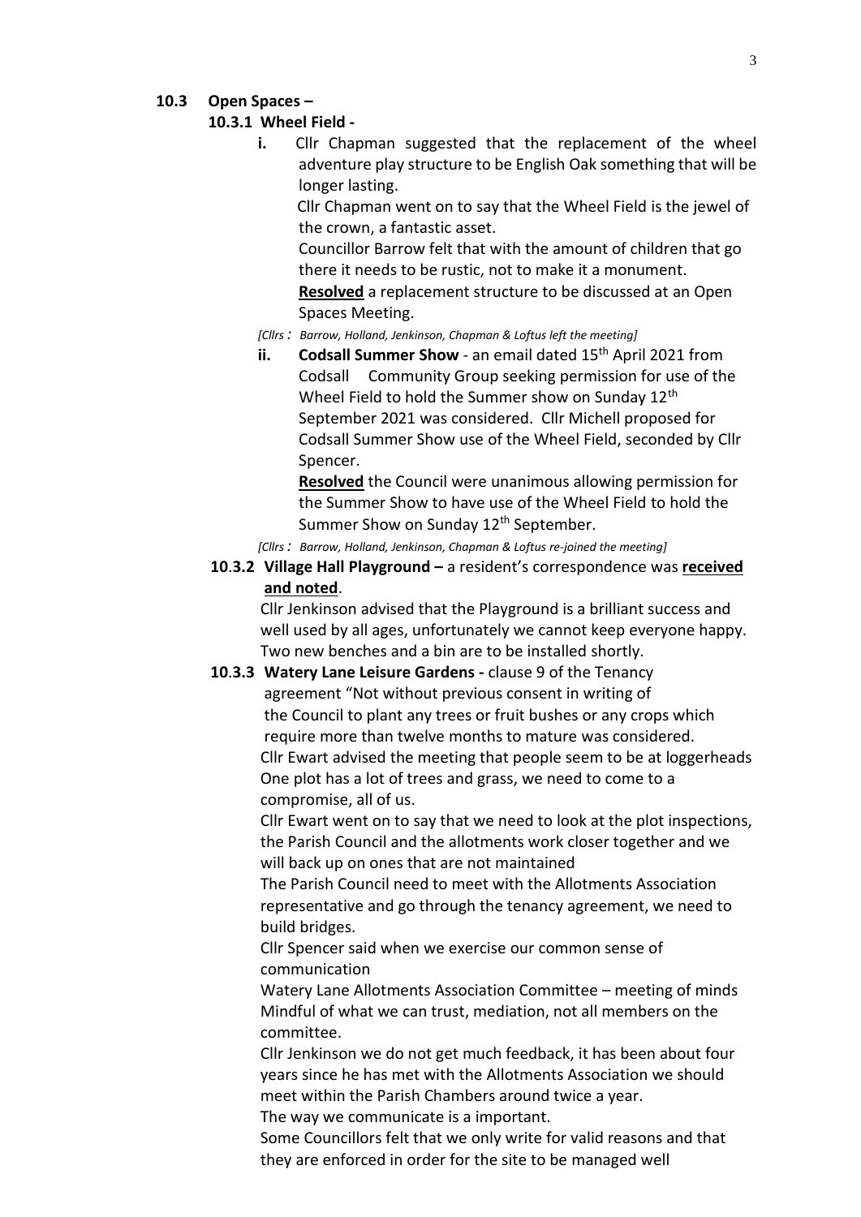**10.3 Open Spaces –**

**10.3.1 Wheel Field -**

**i.** Cllr Chapman suggested that the replacement of the wheel adventure play structure to be English Oak something that will be longer lasting.

Cllr Chapman went on to say that the Wheel Field is the jewel of the crown, a fantastic asset.

Councillor Barrow felt that with the amount of children that go there it needs to be rustic, not to make it a monument.

**Resolved** a replacement structure to be discussed at an Open Spaces Meeting.

*[Cllrs : Barrow, Holland, Jenkinson, Chapman & Loftus left the meeting]*

**ii. Codsall Summer Show** - an email dated 15th April 2021 from Codsall Community Group seeking permission for use of the Wheel Field to hold the Summer show on Sunday 12th September 2021 was considered. Cllr Michell proposed for Codsall Summer Show use of the Wheel Field, seconded by Cllr Spencer.

**Resolved** the Council were unanimous allowing permission for the Summer Show to have use of the Wheel Field to hold the Summer Show on Sunday 12th September.

*[Cllrs : Barrow, Holland, Jenkinson, Chapman & Loftus re-joined the meeting]*

**10.3.2 Village Hall Playground –** a resident's correspondence was **received and noted**.

Cllr Jenkinson advised that the Playground is a brilliant success and well used by all ages, unfortunately we cannot keep everyone happy. Two new benches and a bin are to be installed shortly.

**10.3.3 Watery Lane Leisure Gardens -** clause 9 of the Tenancy agreement "Not without previous consent in writing of the Council to plant any trees or fruit bushes or any crops which require more than twelve months to mature was considered.

Cllr Ewart advised the meeting that people seem to be at loggerheads One plot has a lot of trees and grass, we need to come to a compromise, all of us.

Cllr Ewart went on to say that we need to look at the plot inspections, the Parish Council and the allotments work closer together and we will back up on ones that are not maintained

The Parish Council need to meet with the Allotments Association representative and go through the tenancy agreement, we need to build bridges.

Cllr Spencer said when we exercise our common sense of communication

Watery Lane Allotments Association Committee – meeting of minds Mindful of what we can trust, mediation, not all members on the committee.

Cllr Jenkinson we do not get much feedback, it has been about four years since he has met with the Allotments Association we should meet within the Parish Chambers around twice a year.

The way we communicate is a important.

Some Councillors felt that we only write for valid reasons and that they are enforced in order for the site to be managed well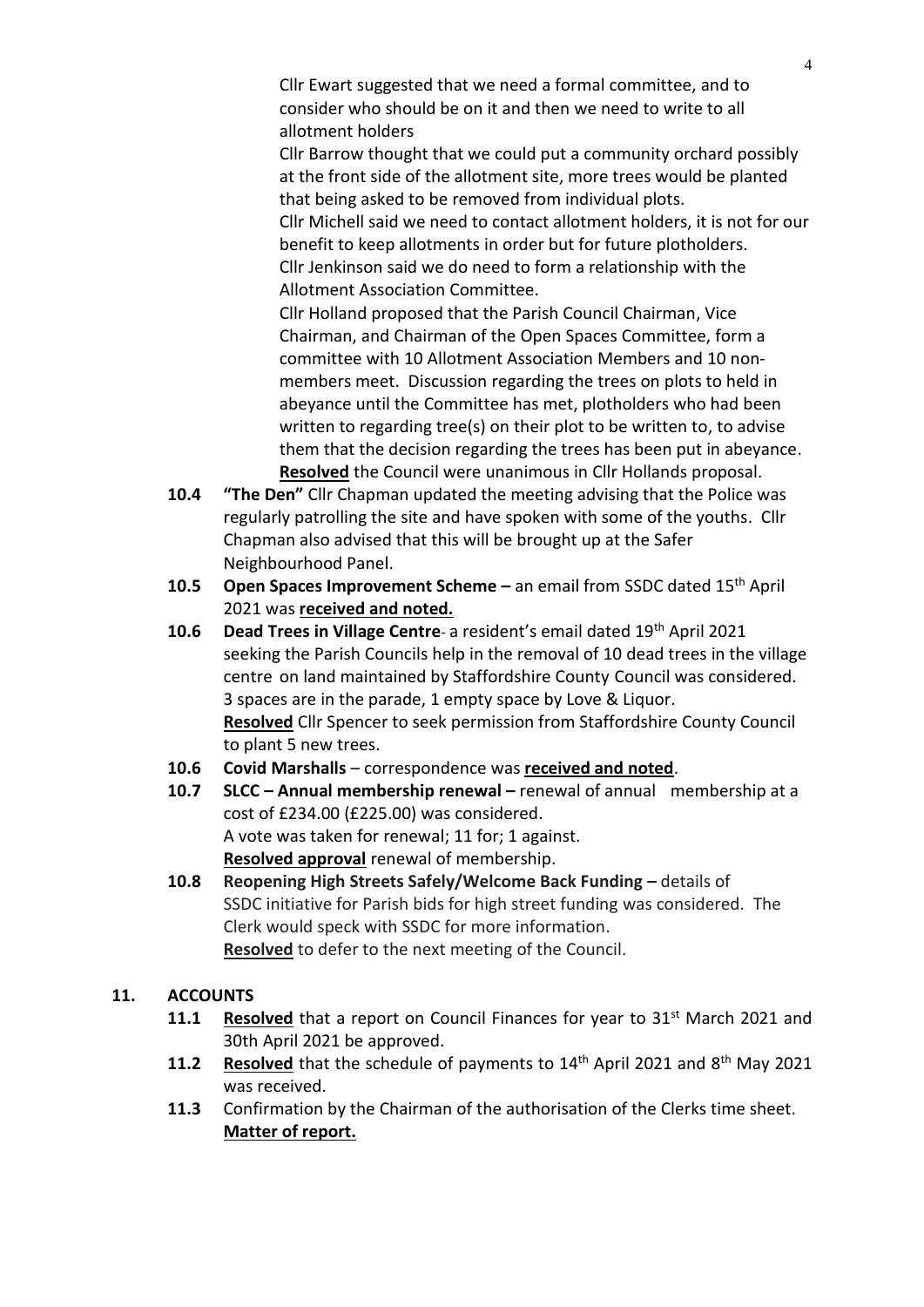Cllr Ewart suggested that we need a formal committee, and to consider who should be on it and then we need to write to all allotment holders

Cllr Barrow thought that we could put a community orchard possibly at the front side of the allotment site, more trees would be planted that being asked to be removed from individual plots.

Cllr Michell said we need to contact allotment holders, it is not for our benefit to keep allotments in order but for future plotholders.

Cllr Jenkinson said we do need to form a relationship with the Allotment Association Committee.

Cllr Holland proposed that the Parish Council Chairman, Vice Chairman, and Chairman of the Open Spaces Committee, form a committee with 10 Allotment Association Members and 10 non-members meet. Discussion regarding the trees on plots to held in abeyance until the Committee has met, plotholders who had been written to regarding tree(s) on their plot to be written to, to advise them that the decision regarding the trees has been put in abeyance.

**Resolved** the Council were unanimous in Cllr Hollands proposal.

**10.4** **"The Den"** Cllr Chapman updated the meeting advising that the Police was regularly patrolling the site and have spoken with some of the youths. Cllr Chapman also advised that this will be brought up at the Safer Neighbourhood Panel.

**10.5** **Open Spaces Improvement Scheme –** an email from SSDC dated 15th April 2021 was **received and noted.**

**10.6** **Dead Trees in Village Centre**- a resident's email dated 19th April 2021 seeking the Parish Councils help in the removal of 10 dead trees in the village centre on land maintained by Staffordshire County Council was considered. 3 spaces are in the parade, 1 empty space by Love & Liquor.
**Resolved** Cllr Spencer to seek permission from Staffordshire County Council to plant 5 new trees.

**10.6** **Covid Marshalls** – correspondence was **received and noted**.

**10.7** **SLCC – Annual membership renewal –** renewal of annual membership at a cost of £234.00 (£225.00) was considered.
A vote was taken for renewal; 11 for; 1 against.
**Resolved approval** renewal of membership.

**10.8** **Reopening High Streets Safely/Welcome Back Funding –** details of SSDC initiative for Parish bids for high street funding was considered. The Clerk would speck with SSDC for more information.
**Resolved** to defer to the next meeting of the Council.

## 11. ACCOUNTS

**11.1** **Resolved** that a report on Council Finances for year to 31st March 2021 and 30th April 2021 be approved.

**11.2** **Resolved** that the schedule of payments to 14th April 2021 and 8th May 2021 was received.

**11.3** Confirmation by the Chairman of the authorisation of the Clerks time sheet. **Matter of report.**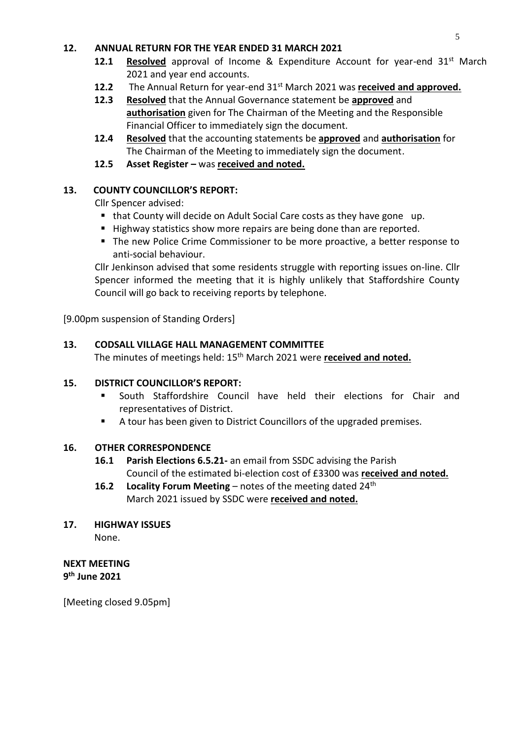## 12. ANNUAL RETURN FOR THE YEAR ENDED 31 MARCH 2021

- **12.1** **Resolved** approval of Income & Expenditure Account for year-end 31st March 2021 and year end accounts.
- **12.2** The Annual Return for year-end 31st March 2021 was **received and approved.**
- **12.3** **Resolved** that the Annual Governance statement be **approved** and **authorisation** given for The Chairman of the Meeting and the Responsible Financial Officer to immediately sign the document.
- **12.4** **Resolved** that the accounting statements be **approved** and **authorisation** for The Chairman of the Meeting to immediately sign the document.
- **12.5** **Asset Register –** was **received and noted.**

## 13. COUNTY COUNCILLOR'S REPORT:

Cllr Spencer advised:

- that County will decide on Adult Social Care costs as they have gone up.
- Highway statistics show more repairs are being done than are reported.
- The new Police Crime Commissioner to be more proactive, a better response to anti-social behaviour.

Cllr Jenkinson advised that some residents struggle with reporting issues on-line. Cllr Spencer informed the meeting that it is highly unlikely that Staffordshire County Council will go back to receiving reports by telephone.

[9.00pm suspension of Standing Orders]

## 13. CODSALL VILLAGE HALL MANAGEMENT COMMITTEE

The minutes of meetings held: 15th March 2021 were **received and noted.**

## 15. DISTRICT COUNCILLOR'S REPORT:

- South Staffordshire Council have held their elections for Chair and representatives of District.
- A tour has been given to District Councillors of the upgraded premises.

## 16. OTHER CORRESPONDENCE

- **16.1** **Parish Elections 6.5.21-** an email from SSDC advising the Parish Council of the estimated bi-election cost of £3300 was **received and noted.**
- **16.2** **Locality Forum Meeting** – notes of the meeting dated 24th March 2021 issued by SSDC were **received and noted.**

## 17. HIGHWAY ISSUES

None.

**NEXT MEETING**
**9th June 2021**

[Meeting closed 9.05pm]